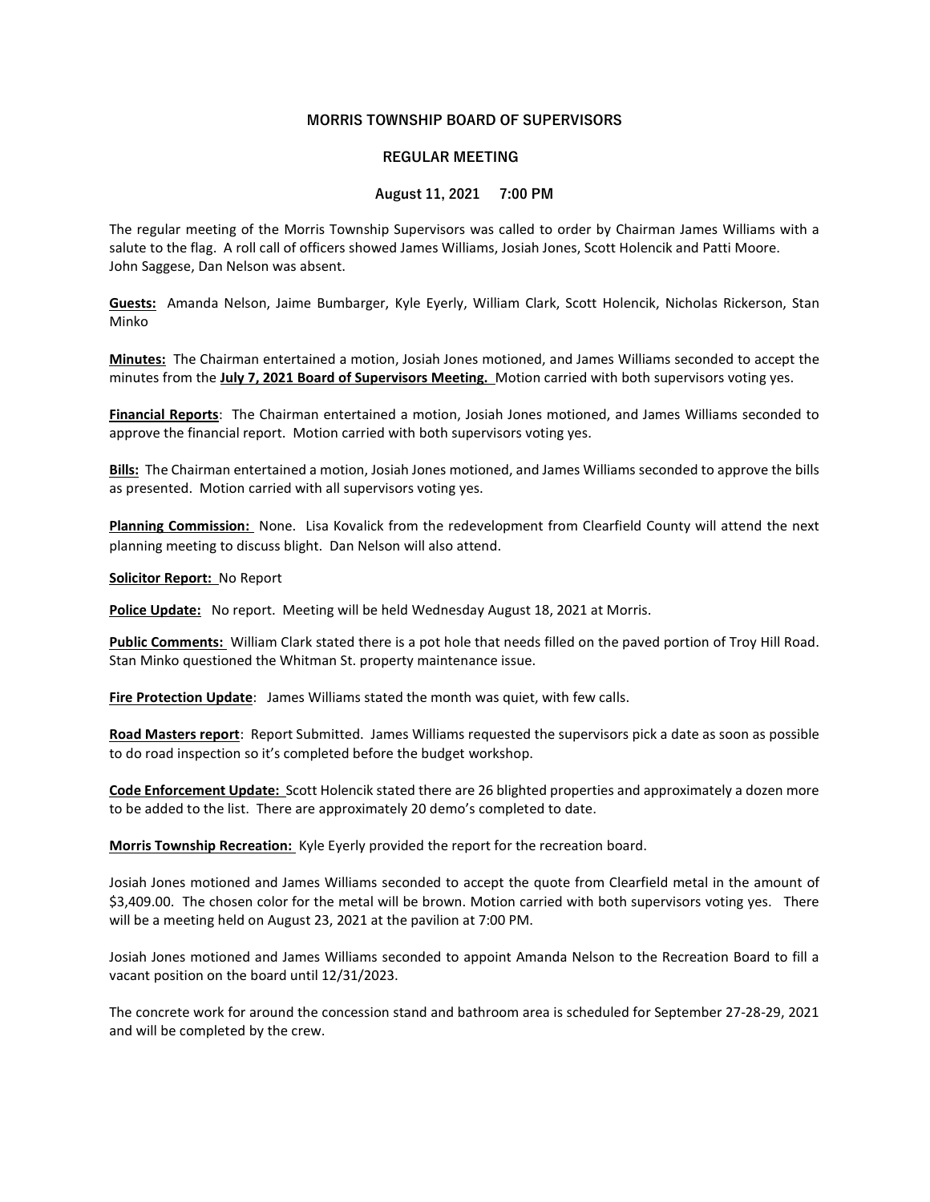# MORRIS TOWNSHIP BOARD OF SUPERVISORS

## REGULAR MEETING

### August 11, 2021 7:00 PM

The regular meeting of the Morris Township Supervisors was called to order by Chairman James Williams with a salute to the flag. A roll call of officers showed James Williams, Josiah Jones, Scott Holencik and Patti Moore. John Saggese, Dan Nelson was absent.

**Guests:** Amanda Nelson, Jaime Bumbarger, Kyle Eyerly, William Clark, Scott Holencik, Nicholas Rickerson, Stan Minko

**Minutes:** The Chairman entertained a motion, Josiah Jones motioned, and James Williams seconded to accept the minutes from the **July 7, 2021 Board of Supervisors Meeting.** Motion carried with both supervisors voting yes.

**Financial Reports**: The Chairman entertained a motion, Josiah Jones motioned, and James Williams seconded to approve the financial report. Motion carried with both supervisors voting yes.

**Bills:** The Chairman entertained a motion, Josiah Jones motioned, and James Williams seconded to approve the bills as presented. Motion carried with all supervisors voting yes.

**Planning Commission:** None. Lisa Kovalick from the redevelopment from Clearfield County will attend the next planning meeting to discuss blight. Dan Nelson will also attend.

**Solicitor Report:** No Report

**Police Update:** No report. Meeting will be held Wednesday August 18, 2021 at Morris.

**Public Comments:** William Clark stated there is a pot hole that needs filled on the paved portion of Troy Hill Road. Stan Minko questioned the Whitman St. property maintenance issue.

**Fire Protection Update**: James Williams stated the month was quiet, with few calls.

**Road Masters report**: Report Submitted. James Williams requested the supervisors pick a date as soon as possible to do road inspection so it's completed before the budget workshop.

**Code Enforcement Update:** Scott Holencik stated there are 26 blighted properties and approximately a dozen more to be added to the list. There are approximately 20 demo's completed to date.

**Morris Township Recreation:** Kyle Eyerly provided the report for the recreation board.

Josiah Jones motioned and James Williams seconded to accept the quote from Clearfield metal in the amount of $3,409.00. The chosen color for the metal will be brown. Motion carried with both supervisors voting yes. There will be a meeting held on August 23, 2021 at the pavilion at 7:00 PM.

Josiah Jones motioned and James Williams seconded to appoint Amanda Nelson to the Recreation Board to fill a vacant position on the board until 12/31/2023.

The concrete work for around the concession stand and bathroom area is scheduled for September 27-28-29, 2021 and will be completed by the crew.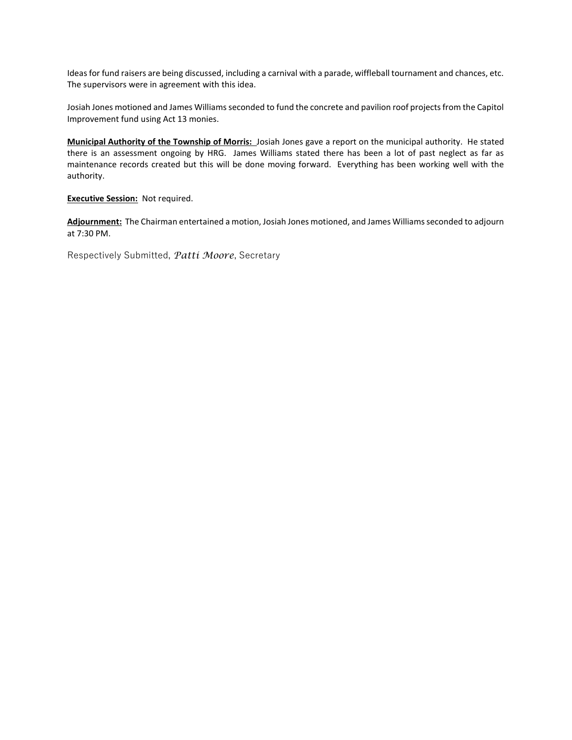Ideas for fund raisers are being discussed, including a carnival with a parade, wiffleball tournament and chances, etc. The supervisors were in agreement with this idea.

Josiah Jones motioned and James Williams seconded to fund the concrete and pavilion roof projects from the Capitol Improvement fund using Act 13 monies.

**Municipal Authority of the Township of Morris:** Josiah Jones gave a report on the municipal authority. He stated there is an assessment ongoing by HRG. James Williams stated there has been a lot of past neglect as far as maintenance records created but this will be done moving forward. Everything has been working well with the authority.

**Executive Session:** Not required.

**Adjournment:** The Chairman entertained a motion, Josiah Jones motioned, and James Williams seconded to adjourn at 7:30 PM.

Respectively Submitted, *Patti Moore*, Secretary